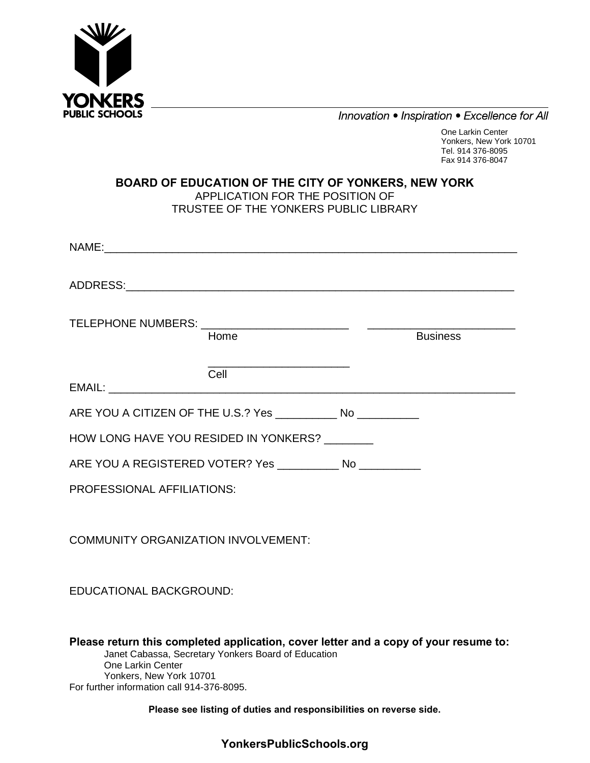YONKERS PUBLIC SCHOOLS

*Innovation • Inspiration • Excellence for All*

One Larkin Center
Yonkers, New York 10701
Tel. 914 376-8095
Fax 914 376-8047

**BOARD OF EDUCATION OF THE CITY OF YONKERS, NEW YORK**
APPLICATION FOR THE POSITION OF
TRUSTEE OF THE YONKERS PUBLIC LIBRARY

NAME:_______________________________________________________________

ADDRESS:_____________________________________________________________

TELEPHONE NUMBERS: _______________________ _______________________
Home Business

_______________________
Cell

EMAIL: ______________________________________________________________

ARE YOU A CITIZEN OF THE U.S.? Yes __________ No __________

HOW LONG HAVE YOU RESIDED IN YONKERS? ________

ARE YOU A REGISTERED VOTER? Yes __________ No __________

PROFESSIONAL AFFILIATIONS:

COMMUNITY ORGANIZATION INVOLVEMENT:

EDUCATIONAL BACKGROUND:

**Please return this completed application, cover letter and a copy of your resume to:**
Janet Cabassa, Secretary Yonkers Board of Education
One Larkin Center
Yonkers, New York 10701
For further information call 914-376-8095.

**Please see listing of duties and responsibilities on reverse side.**

**YonkersPublicSchools.org**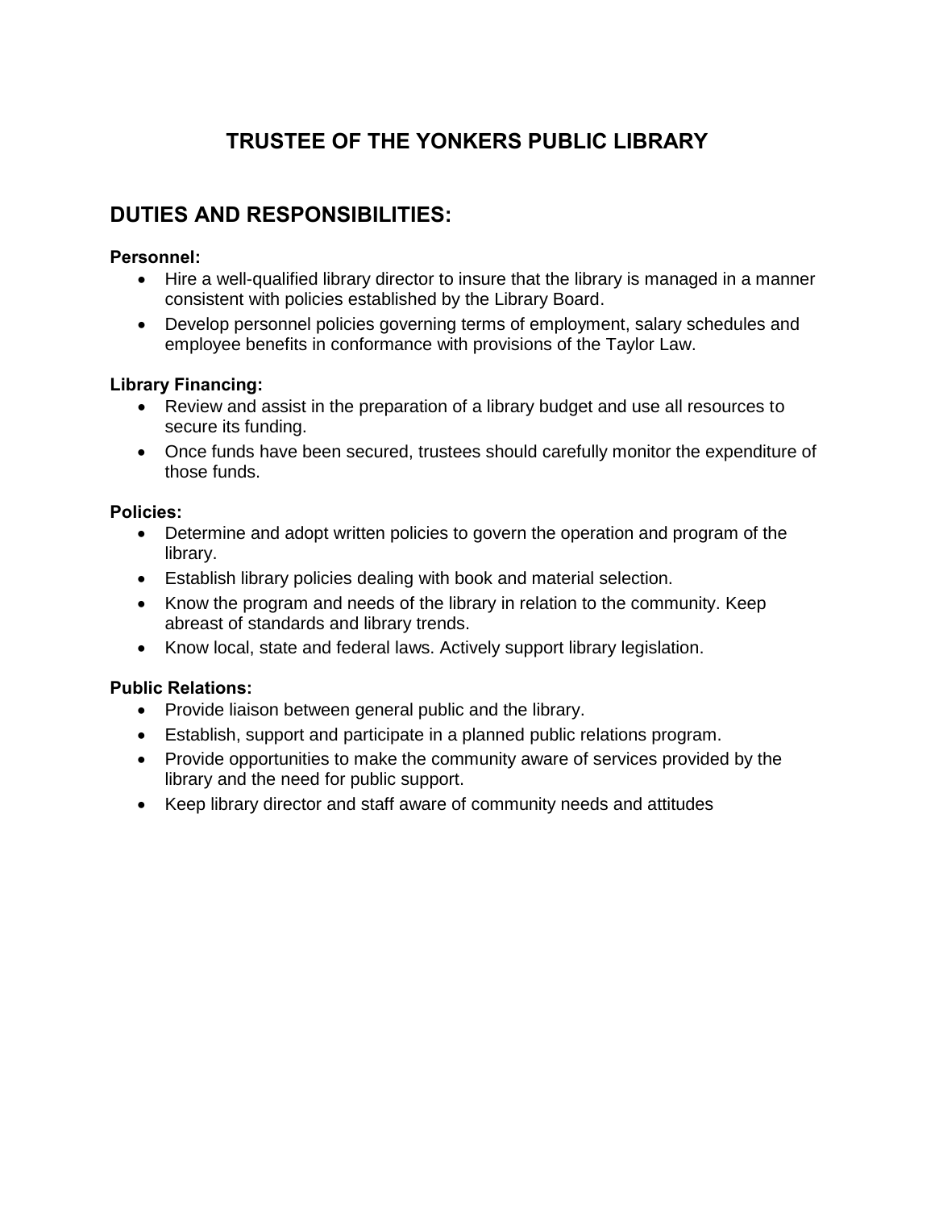# TRUSTEE OF THE YONKERS PUBLIC LIBRARY

## DUTIES AND RESPONSIBILITIES:

**Personnel:**

- Hire a well-qualified library director to insure that the library is managed in a manner consistent with policies established by the Library Board.
- Develop personnel policies governing terms of employment, salary schedules and employee benefits in conformance with provisions of the Taylor Law.

**Library Financing:**

- Review and assist in the preparation of a library budget and use all resources to secure its funding.
- Once funds have been secured, trustees should carefully monitor the expenditure of those funds.

**Policies:**

- Determine and adopt written policies to govern the operation and program of the library.
- Establish library policies dealing with book and material selection.
- Know the program and needs of the library in relation to the community. Keep abreast of standards and library trends.
- Know local, state and federal laws. Actively support library legislation.

**Public Relations:**

- Provide liaison between general public and the library.
- Establish, support and participate in a planned public relations program.
- Provide opportunities to make the community aware of services provided by the library and the need for public support.
- Keep library director and staff aware of community needs and attitudes